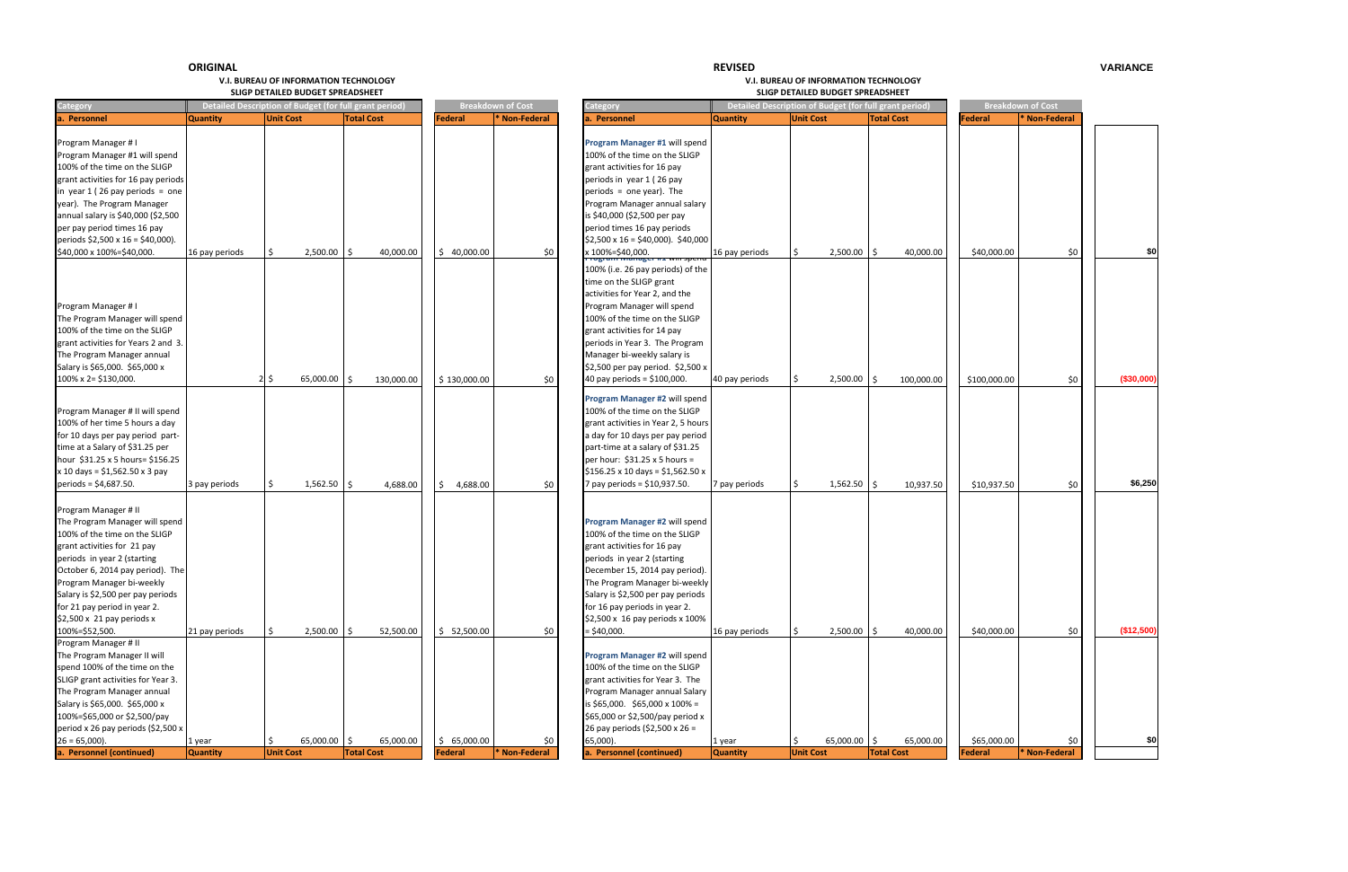## ORIGINAL

**V.I. BUREAU OF INFORMATION TECHNOLOGY**
**SLIGP DETAILED BUDGET SPREADSHEET**

| Category | Detailed Description of Budget (for full grant period) | | | Breakdown of Cost | |
|---|---|---|---|---|---|
| **a. Personnel** | **Quantity** | **Unit Cost** | **Total Cost** | **Federal** | *** Non-Federal** |
| Program Manager # I Program Manager #1 will spend 100% of the time on the SLIGP grant activities for 16 pay periods in year 1 ( 26 pay periods = one year). The Program Manager annual salary is $40,000 ($2,500 per pay period times 16 pay periods $2,500 x 16 = $40,000). $40,000 x 100%=$40,000. | 16 pay periods | $ 2,500.00 | $ 40,000.00 | $ 40,000.00 | $0 |
| Program Manager # I The Program Manager will spend 100% of the time on the SLIGP grant activities for Years 2 and 3. The Program Manager annual Salary is $65,000. $65,000 x 100% x 2= $130,000. | 2 | $ 65,000.00 | $ 130,000.00 | $ 130,000.00 | $0 |
| Program Manager # II will spend 100% of her time 5 hours a day for 10 days per pay period part-time at a Salary of $31.25 per hour $31.25 x 5 hours= $156.25 x 10 days = $1,562.50 x 3 pay periods = $4,687.50. | 3 pay periods | $ 1,562.50 | $ 4,688.00 | $ 4,688.00 | $0 |
| Program Manager # II The Program Manager will spend 100% of the time on the SLIGP grant activities for 21 pay periods in year 2 (starting October 6, 2014 pay period). The Program Manager bi-weekly Salary is $2,500 per pay periods for 21 pay period in year 2. $2,500 x 21 pay periods x 100%=$52,500. | 21 pay periods | $ 2,500.00 | $ 52,500.00 | $ 52,500.00 | $0 |
| Program Manager # II The Program Manager II will spend 100% of the time on the SLIGP grant activities for Year 3. The Program Manager annual Salary is $65,000. $65,000 x 100%=$65,000 or $2,500/pay period x 26 pay periods ($2,500 x 26 = 65,000). | 1 year | $ 65,000.00 | $ 65,000.00 | $ 65,000.00 | $0 |
| **a. Personnel (continued)** | **Quantity** | **Unit Cost** | **Total Cost** | **Federal** | *** Non-Federal** |

## REVISED

**V.I. BUREAU OF INFORMATION TECHNOLOGY**
**SLIGP DETAILED BUDGET SPREADSHEET**

| Category | Detailed Description of Budget (for full grant period) | | | Breakdown of Cost | | VARIANCE |
|---|---|---|---|---|---|---|
| **a. Personnel** | **Quantity** | **Unit Cost** | **Total Cost** | **Federal** | *** Non-Federal** | |
| **Program Manager #1** will spend 100% of the time on the SLIGP grant activities for 16 pay periods in year 1 ( 26 pay periods = one year). The Program Manager annual salary is $40,000 ($2,500 per pay period times 16 pay periods $2,500 x 16 = $40,000). $40,000 x 100%=$40,000. | 16 pay periods | $ 2,500.00 | $ 40,000.00 | $40,000.00 | $0 | **$0** |
| Program Manager #1 will spend 100% (i.e. 26 pay periods) of the time on the SLIGP grant activities for Year 2, and the Program Manager will spend 100% of the time on the SLIGP grant activities for 14 pay periods in Year 3. The Program Manager bi-weekly salary is $2,500 per pay period. $2,500 x 40 pay periods = $100,000. | 40 pay periods | $ 2,500.00 | $ 100,000.00 | $100,000.00 | $0 | **($30,000)** |
| **Program Manager #2** will spend 100% of the time on the SLIGP grant activities in Year 2, 5 hours a day for 10 days per pay period part-time at a salary of $31.25 per hour: $31.25 x 5 hours = $156.25 x 10 days = $1,562.50 x 7 pay periods = $10,937.50. | 7 pay periods | $ 1,562.50 | $ 10,937.50 | $10,937.50 | $0 | **$6,250** |
| **Program Manager #2** will spend 100% of the time on the SLIGP grant activities for 16 pay periods in year 2 (starting December 15, 2014 pay period). The Program Manager bi-weekly Salary is $2,500 per pay periods for 16 pay periods in year 2. $2,500 x 16 pay periods x 100% = $40,000. | 16 pay periods | $ 2,500.00 | $ 40,000.00 | $40,000.00 | $0 | **($12,500)** |
| **Program Manager #2** will spend 100% of the time on the SLIGP grant activities for Year 3. The Program Manager annual Salary is $65,000. $65,000 x 100% = $65,000 or $2,500/pay period x 26 pay periods ($2,500 x 26 = 65,000). | 1 year | $ 65,000.00 | $ 65,000.00 | $65,000.00 | $0 | **$0** |
| **a. Personnel (continued)** | **Quantity** | **Unit Cost** | **Total Cost** | **Federal** | *** Non-Federal** | |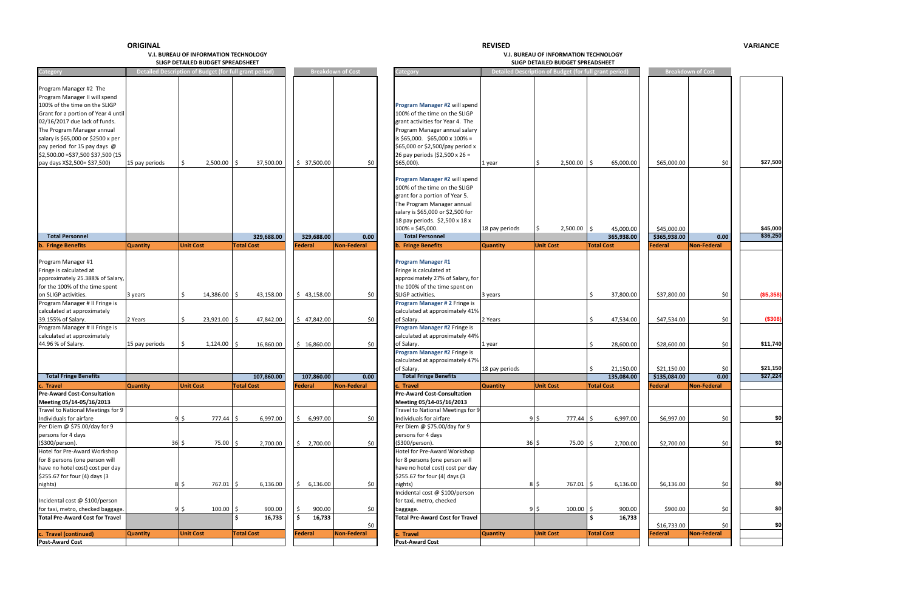**ORIGINAL**

**V.I. BUREAU OF INFORMATION TECHNOLOGY**
**SLIGP DETAILED BUDGET SPREADSHEET**

| Category | Detailed Description of Budget (for full grant period) | | | Breakdown of Cost | |
|---|---|---|---|---|---|
| Program Manager #2 The Program Manager II will spend 100% of the time on the SLIGP Grant for a portion of Year 4 until 02/16/2017 due lack of funds. The Program Manager annual salary is $65,000 or $2500 x per pay period for 15 pay days @ $2,500.00 =$37,500 $37,500 (15 pay days X$2,500= $37,500) | 15 pay periods | $ 2,500.00 | $ 37,500.00 | $ 37,500.00 | $0 |
| **Total Personnel** | | | 329,688.00 | 329,688.00 | 0.00 |
| **b. Fringe Benefits** | **Quantity** | **Unit Cost** | **Total Cost** | **Federal** | **Non-Federal** |
| Program Manager #1 Fringe is calculated at approximately 25.388% of Salary, for the 100% of the time spent on SLIGP activities. | 3 years | $ 14,386.00 | $ 43,158.00 | $ 43,158.00 | $0 |
| Program Manager # II Fringe is calculated at approximately 39.155% of Salary. | 2 Years | $ 23,921.00 | $ 47,842.00 | $ 47,842.00 | $0 |
| Program Manager # II Fringe is calculated at approximately 44.96 % of Salary. | 15 pay periods | $ 1,124.00 | $ 16,860.00 | $ 16,860.00 | $0 |
| **Total Fringe Benefits** | | | 107,860.00 | 107,860.00 | 0.00 |
| **c. Travel** | **Quantity** | **Unit Cost** | **Total Cost** | **Federal** | **Non-Federal** |
| **Pre-Award Cost-Consultation Meeting 05/14-05/16/2013** | | | | | |
| Travel to National Meetings for 9 Individuals for airfare | 9 | $ 777.44 | $ 6,997.00 | $ 6,997.00 | $0 |
| Per Diem @ $75.00/day for 9 persons for 4 days ($300/person). | 36 | $ 75.00 | $ 2,700.00 | $ 2,700.00 | $0 |
| Hotel for Pre-Award Workshop for 8 persons (one person will have no hotel cost) cost per day $255.67 for four (4) days (3 nights) | 8 | $ 767.01 | $ 6,136.00 | $ 6,136.00 | $0 |
| Incidental cost @ $100/person for taxi, metro, checked baggage. | 9 | $ 100.00 | $ 900.00 | $ 900.00 | $0 |
| **Total Pre-Award Cost for Travel** | | | $ 16,733 | $ 16,733 | $0 |
| **c. Travel (continued)** | **Quantity** | **Unit Cost** | **Total Cost** | **Federal** | **Non-Federal** |
| **Post-Award Cost** | | | | | |

**REVISED**

**V.I. BUREAU OF INFORMATION TECHNOLOGY**
**SLIGP DETAILED BUDGET SPREADSHEET**

| Category | Detailed Description of Budget (for full grant period) | | | Breakdown of Cost | | VARIANCE |
|---|---|---|---|---|---|---|
| **Program Manager #2** will spend 100% of the time on the SLIGP grant activities for Year 4. The Program Manager annual salary is $65,000. $65,000 x 100% = $65,000 or $2,500/pay period x 26 pay periods ($2,500 x 26 = $65,000). | 1 year | $ 2,500.00 | $ 65,000.00 | $65,000.00 | $0 | $27,500 |
| **Program Manager #2** will spend 100% of the time on the SLIGP grant for a portion of Year 5. The Program Manager annual salary is $65,000 or $2,500 for 18 pay periods. $2,500 x 18 x 100% = $45,000. | 18 pay periods | $ 2,500.00 | $ 45,000.00 | $45,000.00 | | $45,000 |
| **Total Personnel** | | | 365,938.00 | $365,938.00 | 0.00 | $36,250 |
| **b. Fringe Benefits** | **Quantity** | **Unit Cost** | **Total Cost** | **Federal** | **Non-Federal** | |
| **Program Manager #1** Fringe is calculated at approximately 27% of Salary, for the 100% of the time spent on SLIGP activities. | 3 years | | $ 37,800.00 | $37,800.00 | $0 | ($5,358) |
| **Program Manager # 2** Fringe is calculated at approximately 41% of Salary. | 2 Years | | $ 47,534.00 | $47,534.00 | $0 | ($308) |
| **Program Manager #2** Fringe is calculated at approximately 44% of Salary. | 1 year | | $ 28,600.00 | $28,600.00 | $0 | $11,740 |
| **Program Manager #2** Fringe is calculated at approximately 47% of Salary. | 18 pay periods | | $ 21,150.00 | $21,150.00 | $0 | $21,150 |
| **Total Fringe Benefits** | | | 135,084.00 | $135,084.00 | 0.00 | $27,224 |
| **c. Travel** | **Quantity** | **Unit Cost** | **Total Cost** | **Federal** | **Non-Federal** | |
| **Pre-Award Cost-Consultation Meeting 05/14-05/16/2013** | | | | | | |
| Travel to National Meetings for 9 Individuals for airfare | 9 | $ 777.44 | $ 6,997.00 | $6,997.00 | $0 | $0 |
| Per Diem @ $75.00/day for 9 persons for 4 days ($300/person). | 36 | $ 75.00 | $ 2,700.00 | $2,700.00 | $0 | $0 |
| Hotel for Pre-Award Workshop for 8 persons (one person will have no hotel cost) cost per day $255.67 for four (4) days (3 nights) | 8 | $ 767.01 | $ 6,136.00 | $6,136.00 | $0 | $0 |
| Incidental cost @ $100/person for taxi, metro, checked baggage. | 9 | $ 100.00 | $ 900.00 | $900.00 | $0 | $0 |
| **Total Pre-Award Cost for Travel** | | | $ 16,733 | $16,733.00 | $0 | $0 |
| **c. Travel** | **Quantity** | **Unit Cost** | **Total Cost** | **Federal** | **Non-Federal** | |
| **Post-Award Cost** | | | | | | |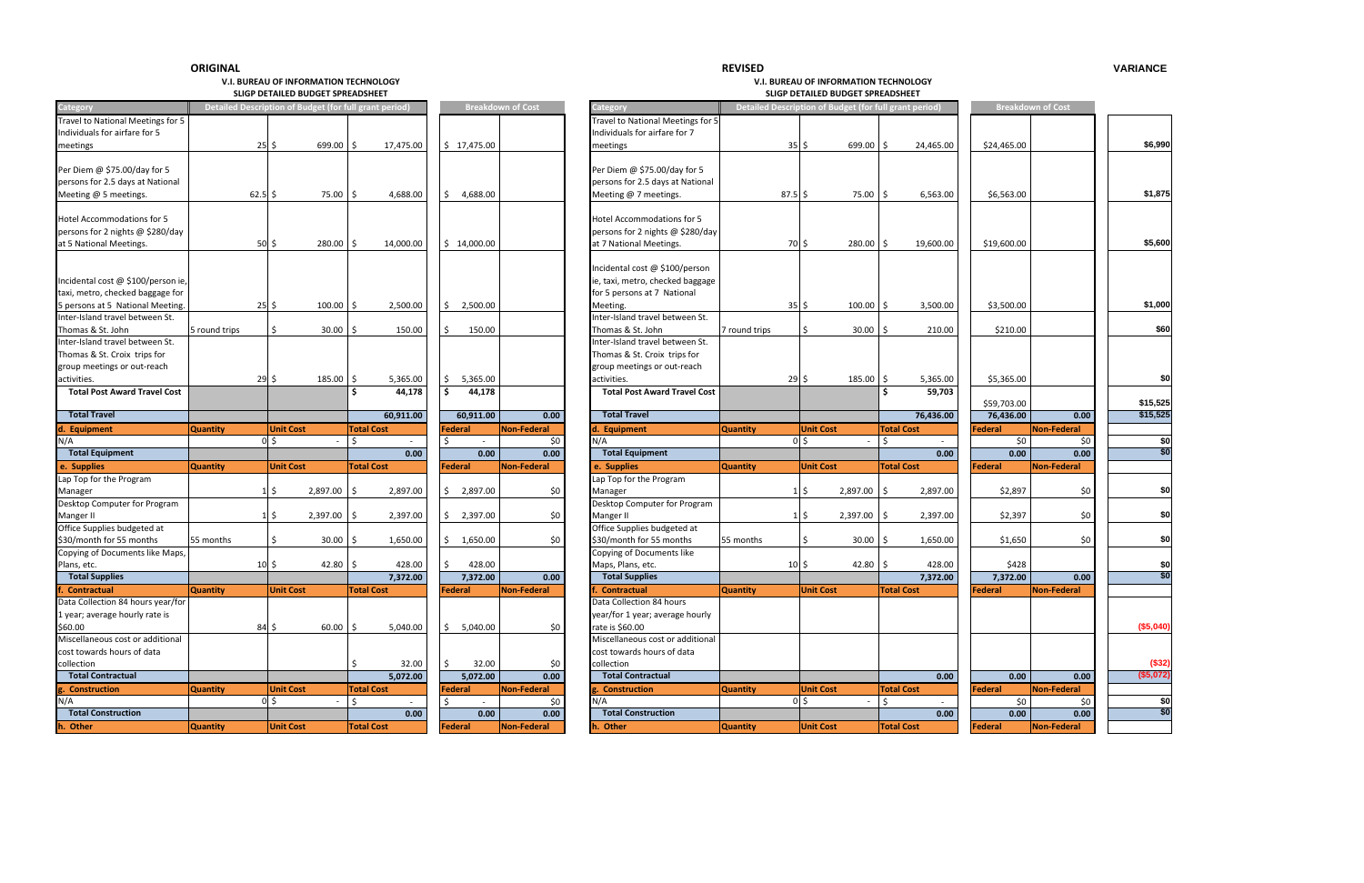**ORIGINAL**

**V.I. BUREAU OF INFORMATION TECHNOLOGY**
**SLIGP DETAILED BUDGET SPREADSHEET**

| Category | Detailed Description of Budget (for full grant period) | | | Breakdown of Cost | |
|---|---|---|---|---|---|
| Travel to National Meetings for 5 Individuals for airfare for 5 meetings | 25 | $ 699.00 | $ 17,475.00 | $ 17,475.00 | |
| Per Diem @ $75.00/day for 5 persons for 2.5 days at National Meeting @ 5 meetings. | 62.5 | $ 75.00 | $ 4,688.00 | $ 4,688.00 | |
| Hotel Accommodations for 5 persons for 2 nights @ $280/day at 5 National Meetings. | 50 | $ 280.00 | $ 14,000.00 | $ 14,000.00 | |
| Incidental cost @ $100/person ie, taxi, metro, checked baggage for 5 persons at 5 National Meeting. | 25 | $ 100.00 | $ 2,500.00 | $ 2,500.00 | |
| Inter-Island travel between St. Thomas & St. John | 5 round trips | $ 30.00 | $ 150.00 | $ 150.00 | |
| Inter-Island travel between St. Thomas & St. Croix trips for group meetings or out-reach activities. | 29 | $ 185.00 | $ 5,365.00 | $ 5,365.00 | |
| **Total Post Award Travel Cost** | | | **$ 44,178** | **$ 44,178** | |
| **Total Travel** | | | **60,911.00** | **60,911.00** | **0.00** |
| **d. Equipment** | **Quantity** | **Unit Cost** | **Total Cost** | **Federal** | **Non-Federal** |
| N/A | 0 | $ - | $ - | $ - | $0 |
| **Total Equipment** | | | **0.00** | **0.00** | **0.00** |
| **e. Supplies** | **Quantity** | **Unit Cost** | **Total Cost** | **Federal** | **Non-Federal** |
| Lap Top for the Program Manager | 1 | $ 2,897.00 | $ 2,897.00 | $ 2,897.00 | $0 |
| Desktop Computer for Program Manger II | 1 | $ 2,397.00 | $ 2,397.00 | $ 2,397.00 | $0 |
| Office Supplies budgeted at $30/month for 55 months | 55 months | $ 30.00 | $ 1,650.00 | $ 1,650.00 | $0 |
| Copying of Documents like Maps, Plans, etc. | 10 | $ 42.80 | $ 428.00 | $ 428.00 | $0 |
| **Total Supplies** | | | **7,372.00** | **7,372.00** | **0.00** |
| **f. Contractual** | **Quantity** | **Unit Cost** | **Total Cost** | **Federal** | **Non-Federal** |
| Data Collection 84 hours year/for 1 year; average hourly rate is $60.00 | 84 | $ 60.00 | $ 5,040.00 | $ 5,040.00 | $0 |
| Miscellaneous cost or additional cost towards hours of data collection | | | $ 32.00 | $ 32.00 | $0 |
| **Total Contractual** | | | **5,072.00** | **5,072.00** | **0.00** |
| **g. Construction** | **Quantity** | **Unit Cost** | **Total Cost** | **Federal** | **Non-Federal** |
| N/A | 0 | $ - | $ - | $ - | $0 |
| **Total Construction** | | | **0.00** | **0.00** | **0.00** |
| **h. Other** | **Quantity** | **Unit Cost** | **Total Cost** | **Federal** | **Non-Federal** |

**REVISED**

**V.I. BUREAU OF INFORMATION TECHNOLOGY**
**SLIGP DETAILED BUDGET SPREADSHEET**

| Category | Detailed Description of Budget (for full grant period) | | | Breakdown of Cost | | VARIANCE |
|---|---|---|---|---|---|---|
| Travel to National Meetings for 5 Individuals for airfare for 7 meetings | 35 | $ 699.00 | $ 24,465.00 | $24,465.00 | | $6,990 |
| Per Diem @ $75.00/day for 5 persons for 2.5 days at National Meeting @ 7 meetings. | 87.5 | $ 75.00 | $ 6,563.00 | $6,563.00 | | $1,875 |
| Hotel Accommodations for 5 persons for 2 nights @ $280/day at 7 National Meetings. | 70 | $ 280.00 | $ 19,600.00 | $19,600.00 | | $5,600 |
| Incidental cost @ $100/person ie, taxi, metro, checked baggage for 5 persons at 7 National Meeting. | 35 | $ 100.00 | $ 3,500.00 | $3,500.00 | | $1,000 |
| Inter-Island travel between St. Thomas & St. John | 7 round trips | $ 30.00 | $ 210.00 | $210.00 | | $60 |
| Inter-Island travel between St. Thomas & St. Croix trips for group meetings or out-reach activities. | 29 | $ 185.00 | $ 5,365.00 | $5,365.00 | | $0 |
| **Total Post Award Travel Cost** | | | **$ 59,703** | $59,703.00 | | $15,525 |
| **Total Travel** | | | **76,436.00** | **76,436.00** | **0.00** | $15,525 |
| **d. Equipment** | **Quantity** | **Unit Cost** | **Total Cost** | **Federal** | **Non-Federal** | |
| N/A | 0 | $ - | $ - | $0 | $0 | $0 |
| **Total Equipment** | | | **0.00** | **0.00** | **0.00** | $0 |
| **e. Supplies** | **Quantity** | **Unit Cost** | **Total Cost** | **Federal** | **Non-Federal** | |
| Lap Top for the Program Manager | 1 | $ 2,897.00 | $ 2,897.00 | $2,897 | $0 | $0 |
| Desktop Computer for Program Manger II | 1 | $ 2,397.00 | $ 2,397.00 | $2,397 | $0 | $0 |
| Office Supplies budgeted at $30/month for 55 months | 55 months | $ 30.00 | $ 1,650.00 | $1,650 | $0 | $0 |
| Copying of Documents like Maps, Plans, etc. | 10 | $ 42.80 | $ 428.00 | $428 | | $0 |
| **Total Supplies** | | | **7,372.00** | **7,372.00** | **0.00** | $0 |
| **f. Contractual** | **Quantity** | **Unit Cost** | **Total Cost** | **Federal** | **Non-Federal** | |
| Data Collection 84 hours year/for 1 year; average hourly rate is $60.00 | | | | | | ($5,040) |
| Miscellaneous cost or additional cost towards hours of data collection | | | | | | ($32) |
| **Total Contractual** | | | **0.00** | **0.00** | **0.00** | ($5,072) |
| **g. Construction** | **Quantity** | **Unit Cost** | **Total Cost** | **Federal** | **Non-Federal** | |
| N/A | 0 | $ - | $ - | $0 | $0 | $0 |
| **Total Construction** | | | **0.00** | **0.00** | **0.00** | $0 |
| **h. Other** | **Quantity** | **Unit Cost** | **Total Cost** | **Federal** | **Non-Federal** | |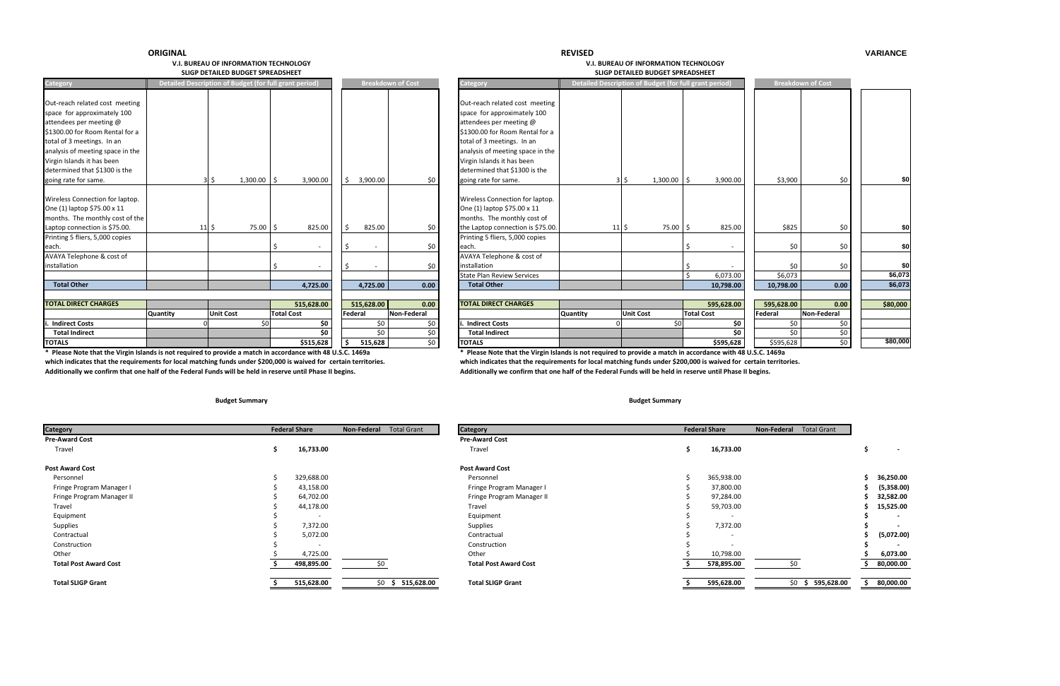## ORIGINAL

### V.I. BUREAU OF INFORMATION TECHNOLOGY
### SLIGP DETAILED BUDGET SPREADSHEET

| Category | Detailed Description of Budget (for full grant period) | | | Breakdown of Cost | |
|---|---|---|---|---|---|
| Out-reach related cost meeting space for approximately 100 attendees per meeting @ $1300.00 for Room Rental for a total of 3 meetings. In an analysis of meeting space in the Virgin Islands it has been determined that $1300 is the going rate for same. | 3 | $ 1,300.00 | $ 3,900.00 | $ 3,900.00 | $0 |
| Wireless Connection for laptop. One (1) laptop $75.00 x 11 months. The monthly cost of the Laptop connection is $75.00. | 11 | $ 75.00 | $ 825.00 | $ 825.00 | $0 |
| Printing 5 fliers, 5,000 copies each. | | | $ - | $ - | $0 |
| AVAYA Telephone & cost of installation | | | $ - | $ - | $0 |
| **Total Other** | | | **4,725.00** | **4,725.00** | **0.00** |
| **TOTAL DIRECT CHARGES** | | | **515,628.00** | **515,628.00** | **0.00** |
| | **Quantity** | **Unit Cost** | **Total Cost** | **Federal** | **Non-Federal** |
| **i. Indirect Costs** | 0 | $0 | **$0** | $0 | $0 |
| **Total Indirect** | | | **$0** | $0 | $0 |
| **TOTALS** | | | **$515,628** | $ 515,628 | $0 |

**\* Please Note that the Virgin Islands is not required to provide a match in accordance with 48 U.S.C. 1469a which indicates that the requirements for local matching funds under $200,000 is waived for certain territories. Additionally we confirm that one half of the Federal Funds will be held in reserve until Phase II begins.**

## REVISED

### V.I. BUREAU OF INFORMATION TECHNOLOGY
### SLIGP DETAILED BUDGET SPREADSHEET

| Category | Detailed Description of Budget (for full grant period) | | | Breakdown of Cost | | VARIANCE |
|---|---|---|---|---|---|---|
| Out-reach related cost meeting space for approximately 100 attendees per meeting @ $1300.00 for Room Rental for a total of 3 meetings. In an analysis of meeting space in the Virgin Islands it has been determined that $1300 is the going rate for same. | 3 | $ 1,300.00 | $ 3,900.00 | $3,900 | $0 | **$0** |
| Wireless Connection for laptop. One (1) laptop $75.00 x 11 months. The monthly cost of the Laptop connection is $75.00. | 11 | $ 75.00 | $ 825.00 | $825 | $0 | **$0** |
| Printing 5 fliers, 5,000 copies each. | | | $ - | $0 | $0 | **$0** |
| AVAYA Telephone & cost of installation | | | $ - | $0 | $0 | **$0** |
| State Plan Review Services | | | $ 6,073.00 | $6,073 | | **$6,073** |
| **Total Other** | | | **10,798.00** | **10,798.00** | **0.00** | **$6,073** |
| **TOTAL DIRECT CHARGES** | | | **595,628.00** | **595,628.00** | **0.00** | **$80,000** |
| | **Quantity** | **Unit Cost** | **Total Cost** | **Federal** | **Non-Federal** | |
| **i. Indirect Costs** | 0 | $0 | **$0** | $0 | $0 | |
| **Total Indirect** | | | **$0** | $0 | $0 | |
| **TOTALS** | | | **$595,628** | $595,628 | $0 | **$80,000** |

**\* Please Note that the Virgin Islands is not required to provide a match in accordance with 48 U.S.C. 1469a which indicates that the requirements for local matching funds under $200,000 is waived for certain territories. Additionally we confirm that one half of the Federal Funds will be held in reserve until Phase II begins.**

## Budget Summary (Original)

| Category | Federal Share | Non-Federal | Total Grant |
|---|---|---|---|
| **Pre-Award Cost** | | | |
| Travel | **$ 16,733.00** | | |
| **Post Award Cost** | | | |
| Personnel | $ 329,688.00 | | |
| Fringe Program Manager I | $ 43,158.00 | | |
| Fringe Program Manager II | $ 64,702.00 | | |
| Travel | $ 44,178.00 | | |
| Equipment | $ - | | |
| Supplies | $ 7,372.00 | | |
| Contractual | $ 5,072.00 | | |
| Construction | $ - | | |
| Other | $ 4,725.00 | | |
| **Total Post Award Cost** | **$ 498,895.00** | $0 | |
| **Total SLIGP Grant** | **$ 515,628.00** | $0 | $ 515,628.00 |

## Budget Summary (Revised)

| Category | Federal Share | Non-Federal | Total Grant | Variance |
|---|---|---|---|---|
| **Pre-Award Cost** | | | | |
| Travel | **$ 16,733.00** | | | $ - |
| **Post Award Cost** | | | | |
| Personnel | $ 365,938.00 | | | **$ 36,250.00** |
| Fringe Program Manager I | $ 37,800.00 | | | **$ (5,358.00)** |
| Fringe Program Manager II | $ 97,284.00 | | | **$ 32,582.00** |
| Travel | $ 59,703.00 | | | **$ 15,525.00** |
| Equipment | $ - | | | **$ -** |
| Supplies | $ 7,372.00 | | | **$ -** |
| Contractual | $ - | | | **$ (5,072.00)** |
| Construction | $ - | | | **$ -** |
| Other | $ 10,798.00 | | | **$ 6,073.00** |
| **Total Post Award Cost** | **$ 578,895.00** | $0 | | **$ 80,000.00** |
| **Total SLIGP Grant** | **$ 595,628.00** | $0 | $ 595,628.00 | **$ 80,000.00** |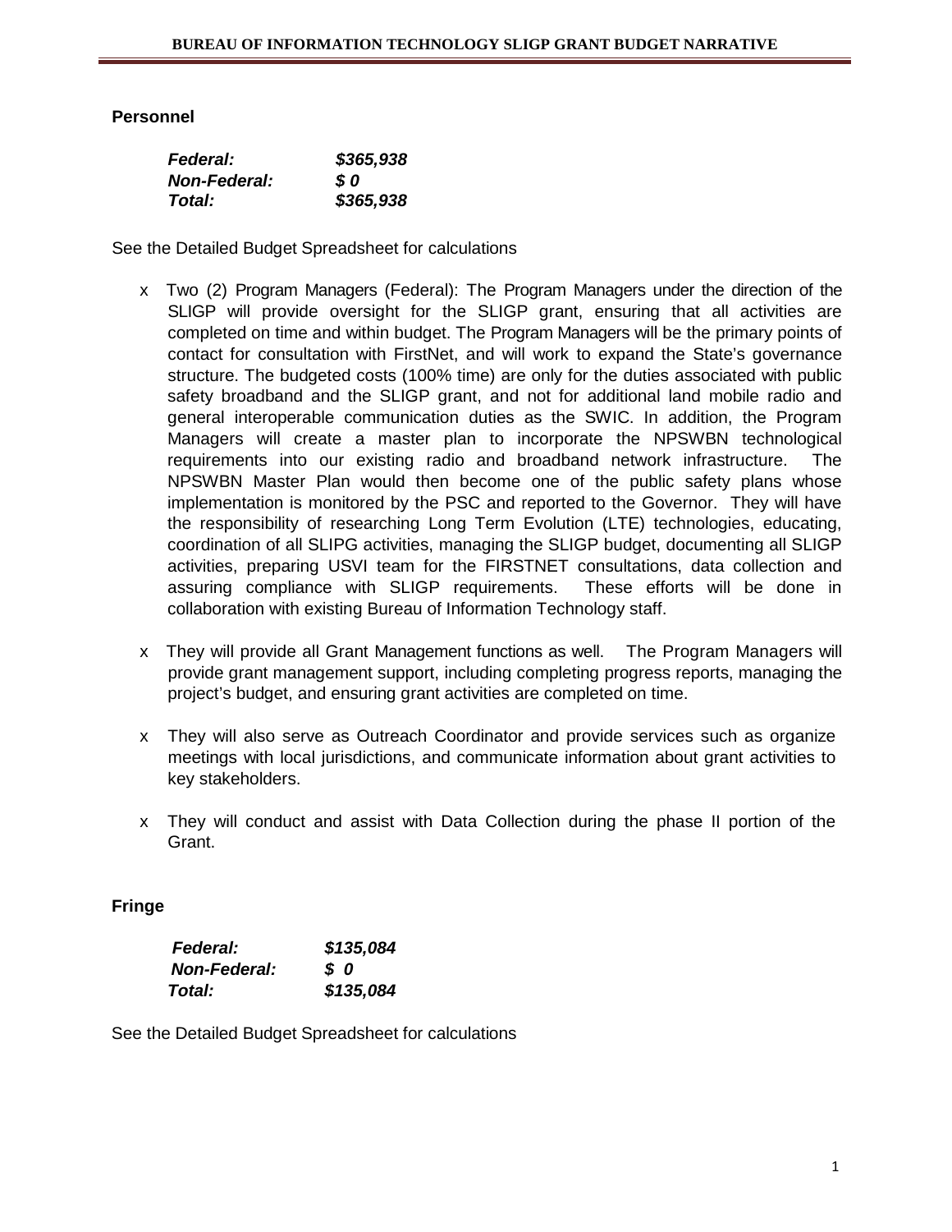## Personnel

| | |
|---|---|
| ***Federal:*** | ***$365,938*** |
| ***Non-Federal:*** | ***$ 0*** |
| ***Total:*** | ***$365,938*** |

See the Detailed Budget Spreadsheet for calculations

- Two (2) Program Managers (Federal): The Program Managers under the direction of the SLIGP will provide oversight for the SLIGP grant, ensuring that all activities are completed on time and within budget. The Program Managers will be the primary points of contact for consultation with FirstNet, and will work to expand the State's governance structure. The budgeted costs (100% time) are only for the duties associated with public safety broadband and the SLIGP grant, and not for additional land mobile radio and general interoperable communication duties as the SWIC. In addition, the Program Managers will create a master plan to incorporate the NPSWBN technological requirements into our existing radio and broadband network infrastructure. The NPSWBN Master Plan would then become one of the public safety plans whose implementation is monitored by the PSC and reported to the Governor. They will have the responsibility of researching Long Term Evolution (LTE) technologies, educating, coordination of all SLIPG activities, managing the SLIGP budget, documenting all SLIGP activities, preparing USVI team for the FIRSTNET consultations, data collection and assuring compliance with SLIGP requirements. These efforts will be done in collaboration with existing Bureau of Information Technology staff.

- They will provide all Grant Management functions as well. The Program Managers will provide grant management support, including completing progress reports, managing the project's budget, and ensuring grant activities are completed on time.

- They will also serve as Outreach Coordinator and provide services such as organize meetings with local jurisdictions, and communicate information about grant activities to key stakeholders.

- They will conduct and assist with Data Collection during the phase II portion of the Grant.

## Fringe

| | |
|---|---|
| ***Federal:*** | ***$135,084*** |
| ***Non-Federal:*** | ***$ 0*** |
| ***Total:*** | ***$135,084*** |

See the Detailed Budget Spreadsheet for calculations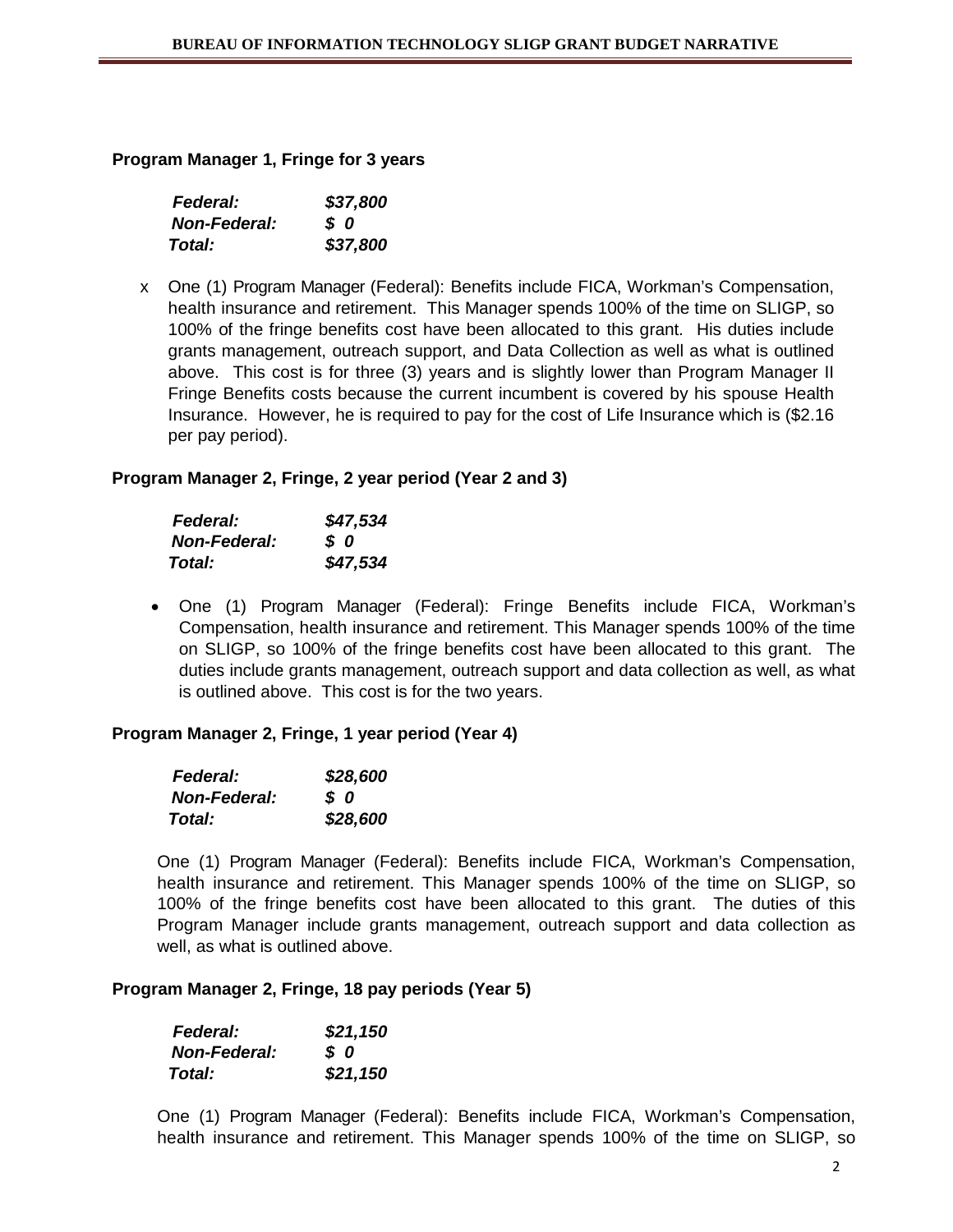**Program Manager 1, Fringe for 3 years**

| | |
|---|---|
| ***Federal:*** | ***$37,800*** |
| ***Non-Federal:*** | ***$ 0*** |
| ***Total:*** | ***$37,800*** |

- One (1) Program Manager (Federal): Benefits include FICA, Workman's Compensation, health insurance and retirement. This Manager spends 100% of the time on SLIGP, so 100% of the fringe benefits cost have been allocated to this grant. His duties include grants management, outreach support, and Data Collection as well as what is outlined above. This cost is for three (3) years and is slightly lower than Program Manager II Fringe Benefits costs because the current incumbent is covered by his spouse Health Insurance. However, he is required to pay for the cost of Life Insurance which is ($2.16 per pay period).

**Program Manager 2, Fringe, 2 year period (Year 2 and 3)**

| | |
|---|---|
| ***Federal:*** | ***$47,534*** |
| ***Non-Federal:*** | ***$ 0*** |
| ***Total:*** | ***$47,534*** |

- One (1) Program Manager (Federal): Fringe Benefits include FICA, Workman's Compensation, health insurance and retirement. This Manager spends 100% of the time on SLIGP, so 100% of the fringe benefits cost have been allocated to this grant. The duties include grants management, outreach support and data collection as well, as what is outlined above. This cost is for the two years.

**Program Manager 2, Fringe, 1 year period (Year 4)**

| | |
|---|---|
| ***Federal:*** | ***$28,600*** |
| ***Non-Federal:*** | ***$ 0*** |
| ***Total:*** | ***$28,600*** |

One (1) Program Manager (Federal): Benefits include FICA, Workman's Compensation, health insurance and retirement. This Manager spends 100% of the time on SLIGP, so 100% of the fringe benefits cost have been allocated to this grant. The duties of this Program Manager include grants management, outreach support and data collection as well, as what is outlined above.

**Program Manager 2, Fringe, 18 pay periods (Year 5)**

| | |
|---|---|
| ***Federal:*** | ***$21,150*** |
| ***Non-Federal:*** | ***$ 0*** |
| ***Total:*** | ***$21,150*** |

One (1) Program Manager (Federal): Benefits include FICA, Workman's Compensation, health insurance and retirement. This Manager spends 100% of the time on SLIGP, so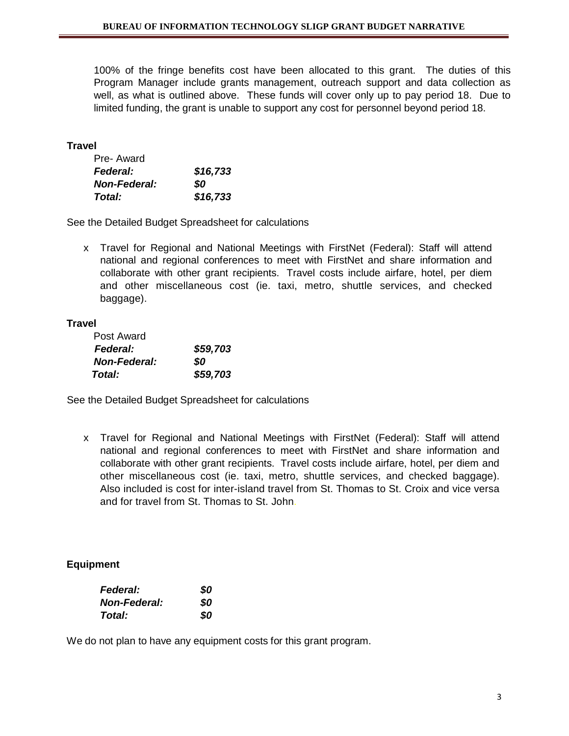100% of the fringe benefits cost have been allocated to this grant. The duties of this Program Manager include grants management, outreach support and data collection as well, as what is outlined above. These funds will cover only up to pay period 18. Due to limited funding, the grant is unable to support any cost for personnel beyond period 18.

**Travel**

Pre- Award

| | |
|---|---|
| ***Federal:*** | ***$16,733*** |
| ***Non-Federal:*** | ***$0*** |
| ***Total:*** | ***$16,733*** |

See the Detailed Budget Spreadsheet for calculations

- Travel for Regional and National Meetings with FirstNet (Federal): Staff will attend national and regional conferences to meet with FirstNet and share information and collaborate with other grant recipients. Travel costs include airfare, hotel, per diem and other miscellaneous cost (ie. taxi, metro, shuttle services, and checked baggage).

**Travel**

Post Award

| | |
|---|---|
| ***Federal:*** | ***$59,703*** |
| ***Non-Federal:*** | ***$0*** |
| ***Total:*** | ***$59,703*** |

See the Detailed Budget Spreadsheet for calculations

- Travel for Regional and National Meetings with FirstNet (Federal): Staff will attend national and regional conferences to meet with FirstNet and share information and collaborate with other grant recipients. Travel costs include airfare, hotel, per diem and other miscellaneous cost (ie. taxi, metro, shuttle services, and checked baggage). Also included is cost for inter-island travel from St. Thomas to St. Croix and vice versa and for travel from St. Thomas to St. John.

**Equipment**

| | |
|---|---|
| ***Federal:*** | ***$0*** |
| ***Non-Federal:*** | ***$0*** |
| ***Total:*** | ***$0*** |

We do not plan to have any equipment costs for this grant program.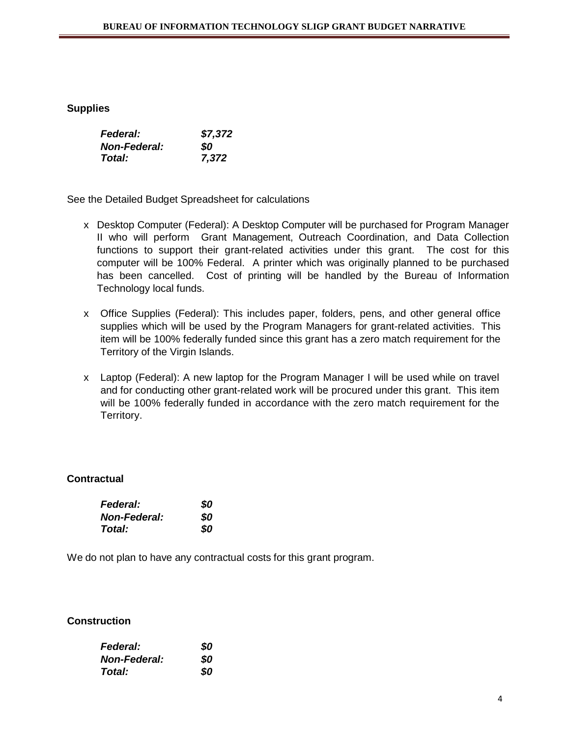## Supplies

| | |
|---|---|
| ***Federal:*** | ***$7,372*** |
| ***Non-Federal:*** | ***$0*** |
| ***Total:*** | ***7,372*** |

See the Detailed Budget Spreadsheet for calculations

- Desktop Computer (Federal): A Desktop Computer will be purchased for Program Manager II who will perform Grant Management, Outreach Coordination, and Data Collection functions to support their grant-related activities under this grant. The cost for this computer will be 100% Federal. A printer which was originally planned to be purchased has been cancelled. Cost of printing will be handled by the Bureau of Information Technology local funds.
- Office Supplies (Federal): This includes paper, folders, pens, and other general office supplies which will be used by the Program Managers for grant-related activities. This item will be 100% federally funded since this grant has a zero match requirement for the Territory of the Virgin Islands.
- Laptop (Federal): A new laptop for the Program Manager I will be used while on travel and for conducting other grant-related work will be procured under this grant. This item will be 100% federally funded in accordance with the zero match requirement for the Territory.

## Contractual

| | |
|---|---|
| ***Federal:*** | ***$0*** |
| ***Non-Federal:*** | ***$0*** |
| ***Total:*** | ***$0*** |

We do not plan to have any contractual costs for this grant program.

## Construction

| | |
|---|---|
| ***Federal:*** | ***$0*** |
| ***Non-Federal:*** | ***$0*** |
| ***Total:*** | ***$0*** |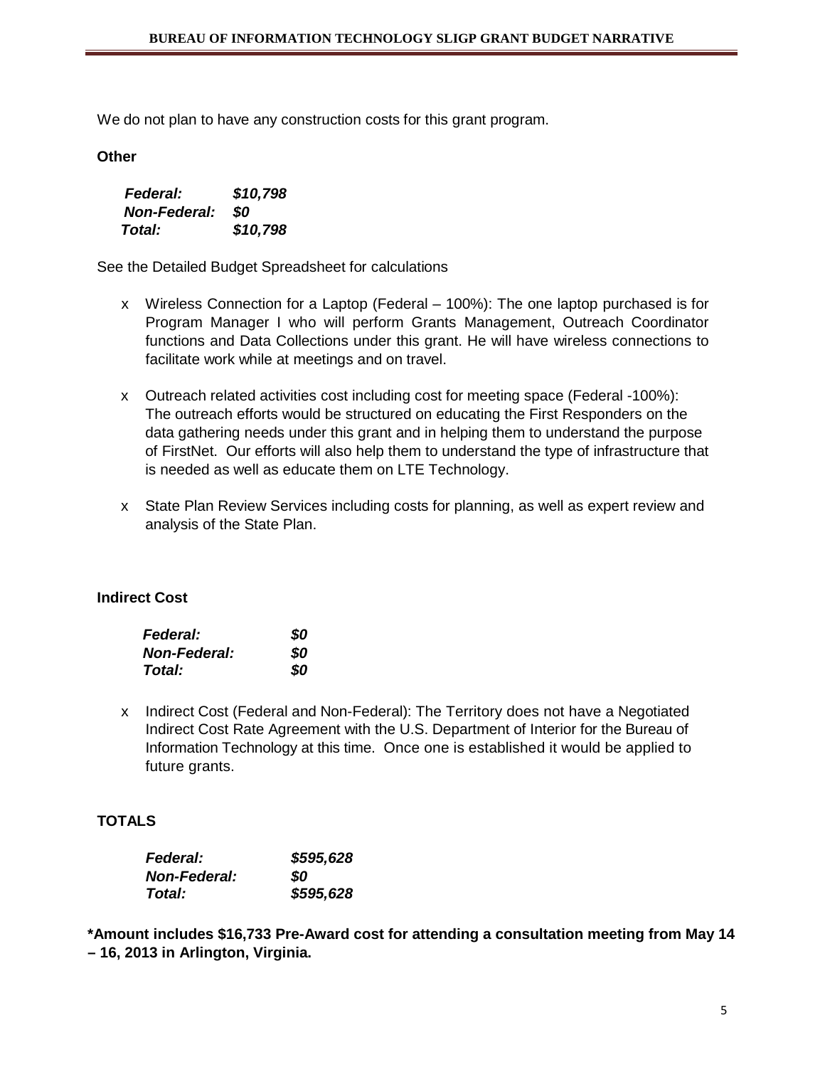We do not plan to have any construction costs for this grant program.

**Other**

***Federal: $10,798***
***Non-Federal: $0***
***Total: $10,798***

See the Detailed Budget Spreadsheet for calculations

- Wireless Connection for a Laptop (Federal – 100%): The one laptop purchased is for Program Manager I who will perform Grants Management, Outreach Coordinator functions and Data Collections under this grant. He will have wireless connections to facilitate work while at meetings and on travel.

- Outreach related activities cost including cost for meeting space (Federal -100%): The outreach efforts would be structured on educating the First Responders on the data gathering needs under this grant and in helping them to understand the purpose of FirstNet. Our efforts will also help them to understand the type of infrastructure that is needed as well as educate them on LTE Technology.

- State Plan Review Services including costs for planning, as well as expert review and analysis of the State Plan.

**Indirect Cost**

***Federal: $0***
***Non-Federal: $0***
***Total: $0***

- Indirect Cost (Federal and Non-Federal): The Territory does not have a Negotiated Indirect Cost Rate Agreement with the U.S. Department of Interior for the Bureau of Information Technology at this time. Once one is established it would be applied to future grants.

**TOTALS**

***Federal: $595,628***
***Non-Federal: $0***
***Total: $595,628***

**\*Amount includes $16,733 Pre-Award cost for attending a consultation meeting from May 14 – 16, 2013 in Arlington, Virginia.**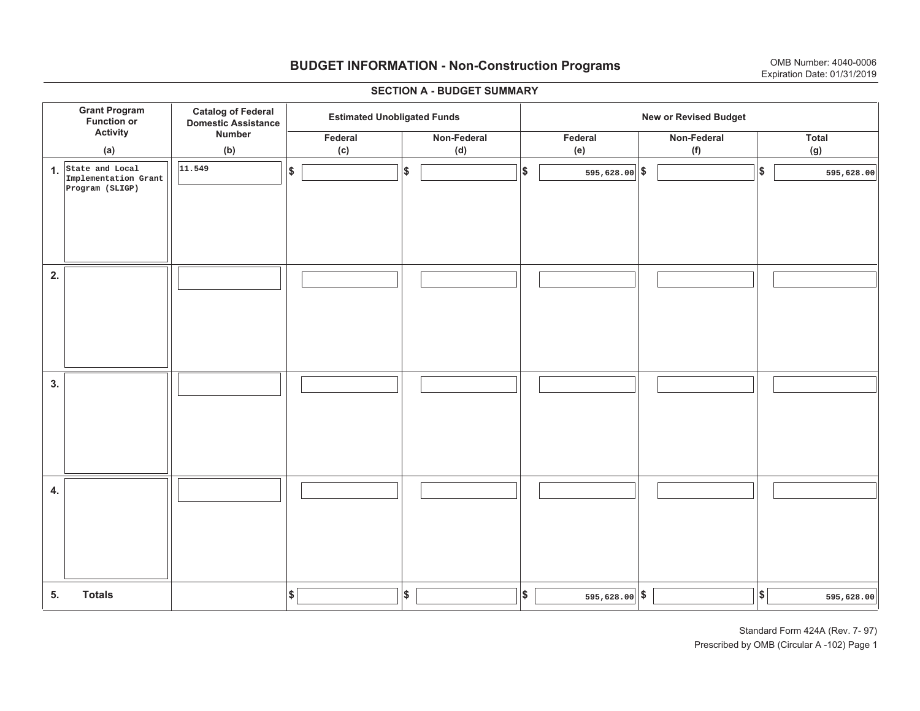# BUDGET INFORMATION - Non-Construction Programs

OMB Number: 4040-0006
Expiration Date: 01/31/2019

## SECTION A - BUDGET SUMMARY

| Grant Program Function or Activity (a) | Catalog of Federal Domestic Assistance Number (b) | Estimated Unobligated Funds | | New or Revised Budget | | |
|---|---|---|---|---|---|---|
| | | Federal (c) | Non-Federal (d) | Federal (e) | Non-Federal (f) | Total (g) |
| 1. State and Local Implementation Grant Program (SLIGP) | 11.549 | $ | $ | $ 595,628.00 | $ | $ 595,628.00 |
| 2. | | | | | | |
| 3. | | | | | | |
| 4. | | | | | | |
| 5. Totals | | $ | $ | $ 595,628.00 | $ | $ 595,628.00 |

Standard Form 424A (Rev. 7- 97)
Prescribed by OMB (Circular A -102) Page 1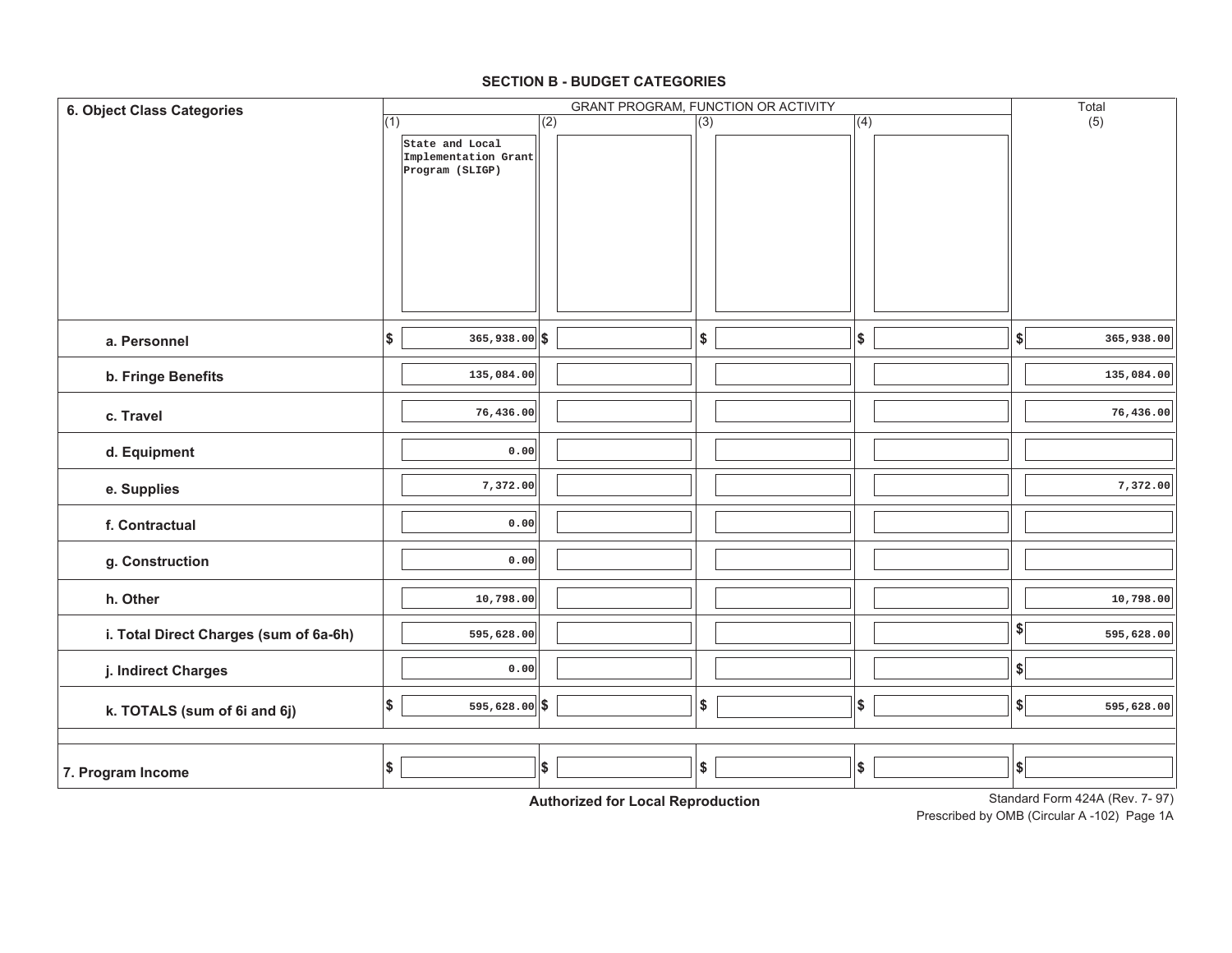## SECTION B - BUDGET CATEGORIES

| 6. Object Class Categories | GRANT PROGRAM, FUNCTION OR ACTIVITY | | | | Total |
|---|---|---|---|---|---|
| | (1) State and Local Implementation Grant Program (SLIGP) | (2) | (3) | (4) | (5) |
| a. Personnel | $ 365,938.00 | $ | $ | $ | $ 365,938.00 |
| b. Fringe Benefits | 135,084.00 | | | | 135,084.00 |
| c. Travel | 76,436.00 | | | | 76,436.00 |
| d. Equipment | 0.00 | | | | |
| e. Supplies | 7,372.00 | | | | 7,372.00 |
| f. Contractual | 0.00 | | | | |
| g. Construction | 0.00 | | | | |
| h. Other | 10,798.00 | | | | 10,798.00 |
| i. Total Direct Charges (sum of 6a-6h) | 595,628.00 | | | | $ 595,628.00 |
| j. Indirect Charges | 0.00 | | | | $ |
| k. TOTALS (sum of 6i and 6j) | $ 595,628.00 | $ | $ | $ | $ 595,628.00 |
| 7. Program Income | $ | $ | $ | $ | $ |

**Authorized for Local Reproduction**

Standard Form 424A (Rev. 7- 97)
Prescribed by OMB (Circular A -102) Page 1A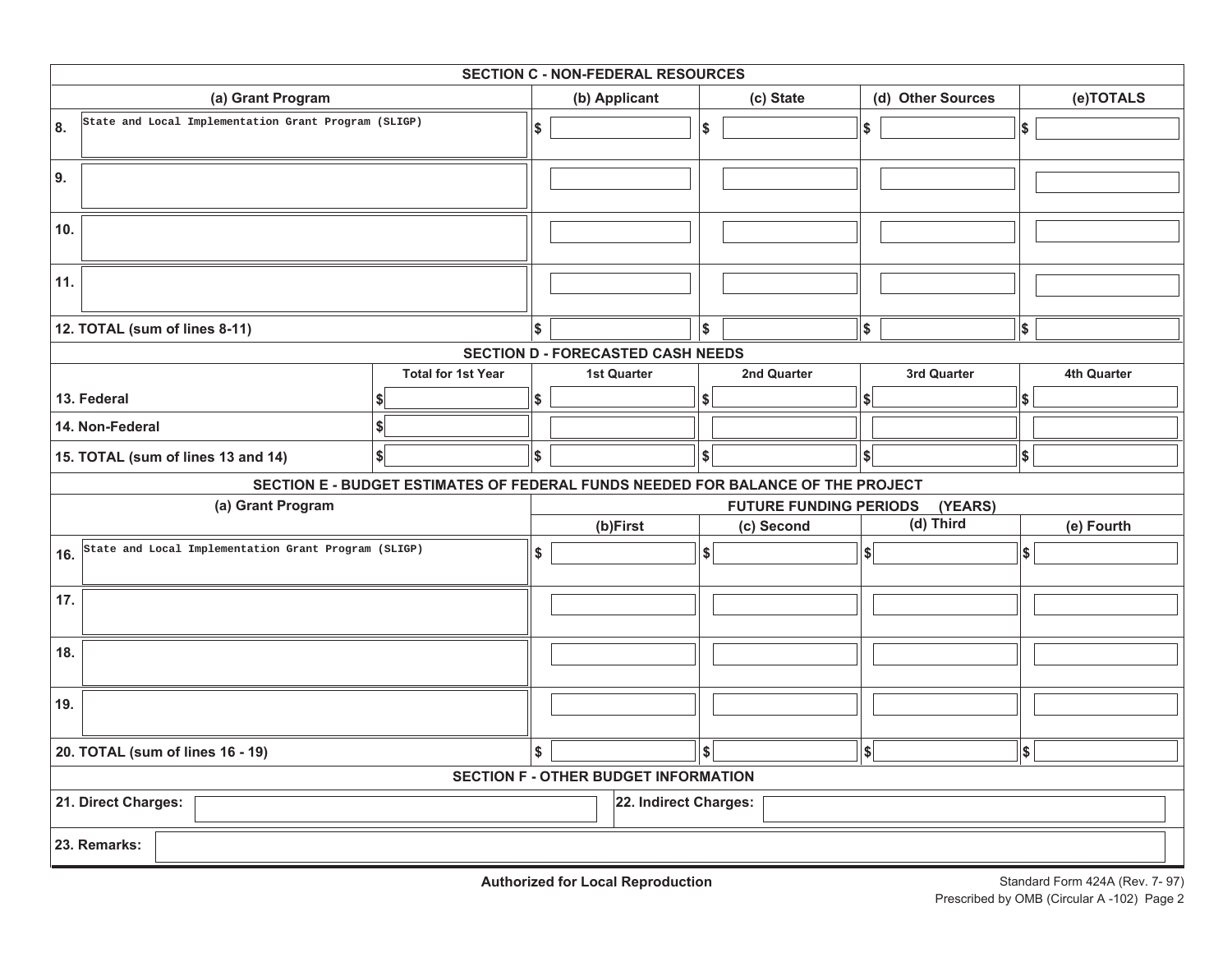| SECTION C - NON-FEDERAL RESOURCES | | | | |
|---|---|---|---|---|
| (a) Grant Program | (b) Applicant | (c) State | (d) Other Sources | (e)TOTALS |
| 8. State and Local Implementation Grant Program (SLIGP) | $ | $ | $ | $ |
| 9. | | | | |
| 10. | | | | |
| 11. | | | | |
| 12. TOTAL (sum of lines 8-11) | $ | $ | $ | $ |

| SECTION D - FORECASTED CASH NEEDS | | | | | |
|---|---|---|---|---|---|
| | Total for 1st Year | 1st Quarter | 2nd Quarter | 3rd Quarter | 4th Quarter |
| 13. Federal | $ | $ | $ | $ | $ |
| 14. Non-Federal | $ | | | | |
| 15. TOTAL (sum of lines 13 and 14) | $ | $ | $ | $ | $ |

| SECTION E - BUDGET ESTIMATES OF FEDERAL FUNDS NEEDED FOR BALANCE OF THE PROJECT | | | | |
|---|---|---|---|---|
| (a) Grant Program | FUTURE FUNDING PERIODS (YEARS) | | | |
| | (b)First | (c) Second | (d) Third | (e) Fourth |
| 16. State and Local Implementation Grant Program (SLIGP) | $ | $ | $ | $ |
| 17. | | | | |
| 18. | | | | |
| 19. | | | | |
| 20. TOTAL (sum of lines 16 - 19) | $ | $ | $ | $ |

| SECTION F - OTHER BUDGET INFORMATION | |
|---|---|
| 21. Direct Charges: | 22. Indirect Charges: |
| 23. Remarks: | |

**Authorized for Local Reproduction**

Standard Form 424A (Rev. 7- 97)
Prescribed by OMB (Circular A -102) Page 2